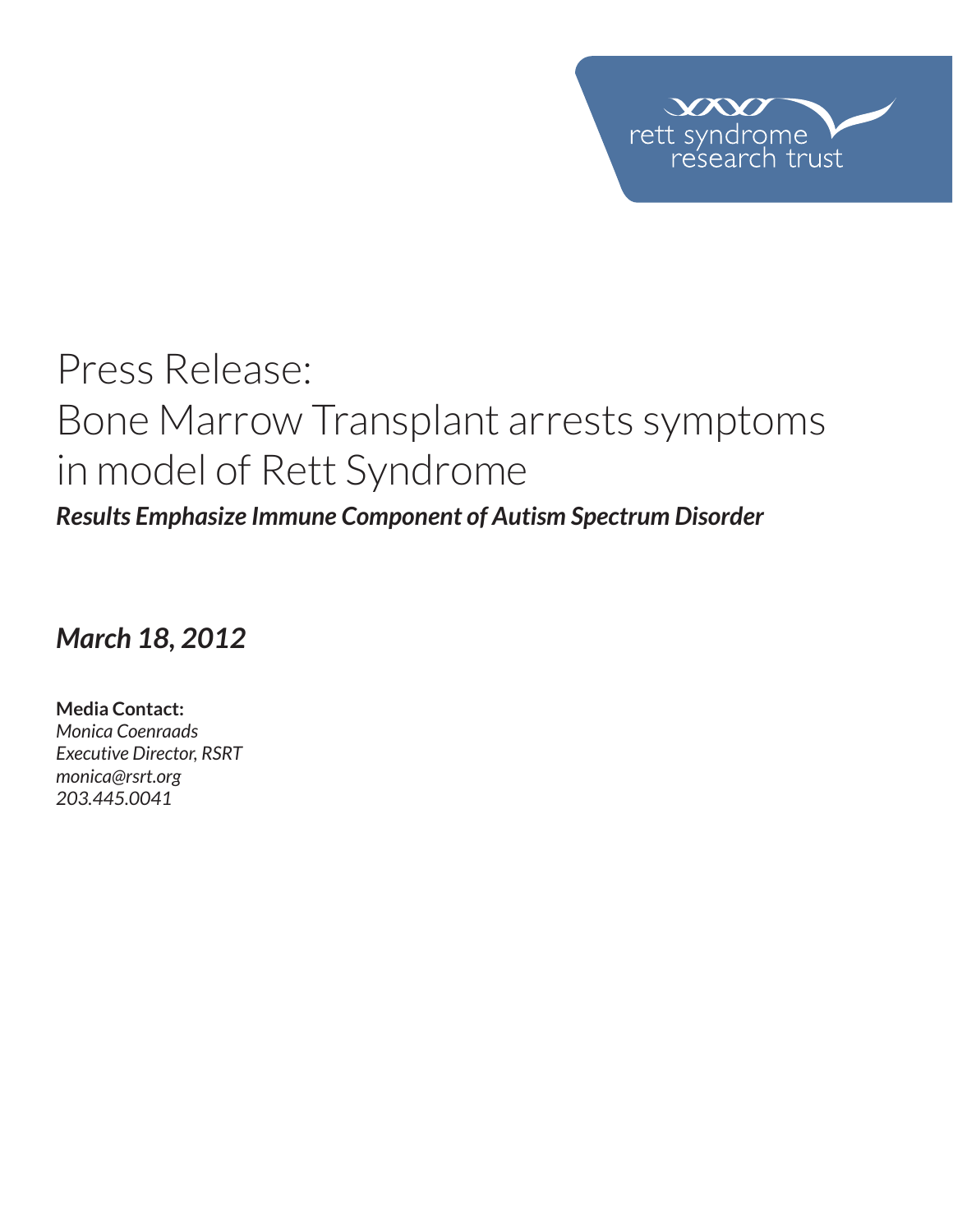rett syndrome research trust

# Press Release: Bone Marrow Transplant arrests symptoms in model of Rett Syndrome

***Results Emphasize Immune Component of Autism Spectrum Disorder***

***March 18, 2012***

**Media Contact:**
*Monica Coenraads*
*Executive Director, RSRT*
*monica@rsrt.org*
*203.445.0041*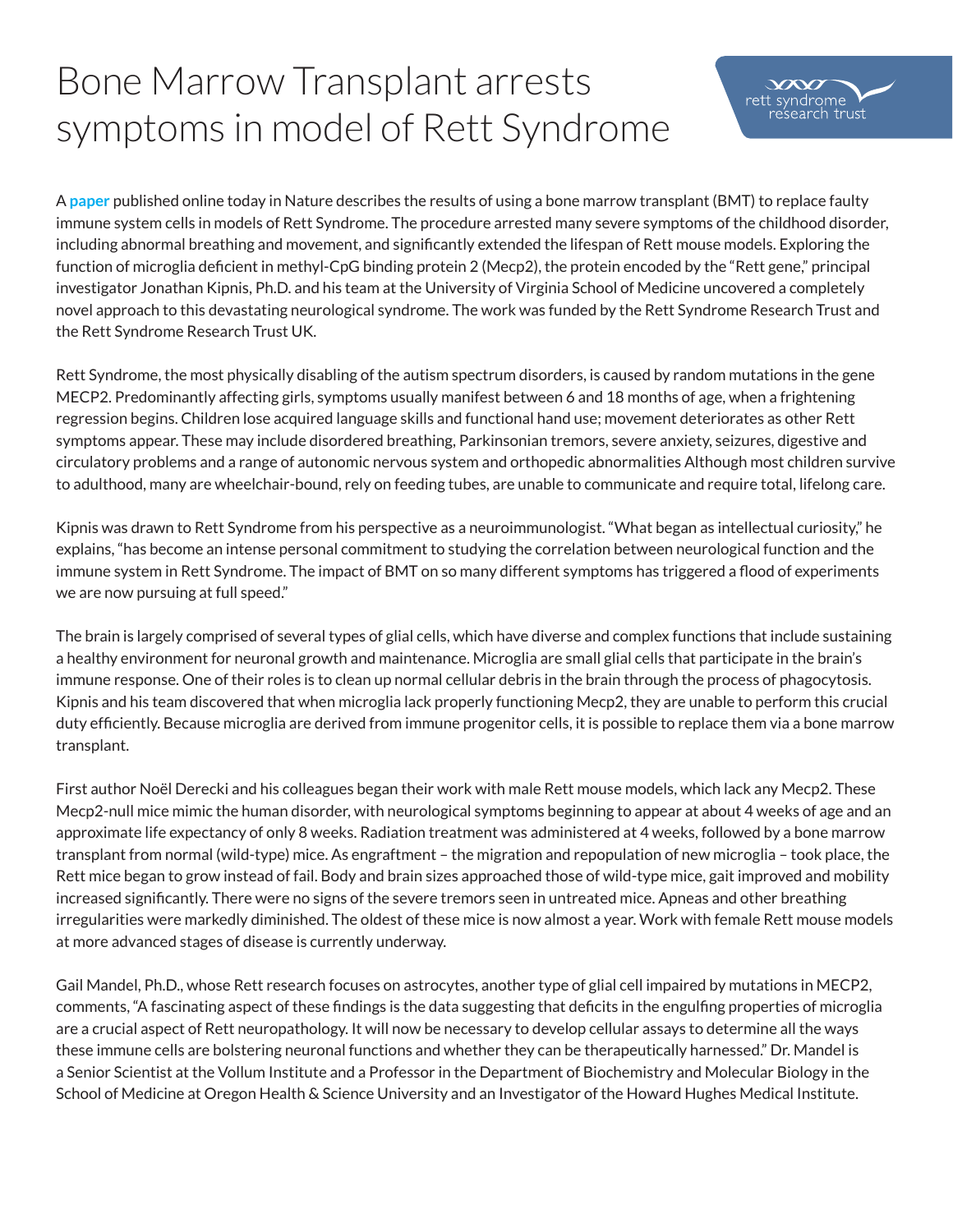# Bone Marrow Transplant arrests symptoms in model of Rett Syndrome

A **paper** published online today in Nature describes the results of using a bone marrow transplant (BMT) to replace faulty immune system cells in models of Rett Syndrome. The procedure arrested many severe symptoms of the childhood disorder, including abnormal breathing and movement, and significantly extended the lifespan of Rett mouse models. Exploring the function of microglia deficient in methyl-CpG binding protein 2 (Mecp2), the protein encoded by the "Rett gene," principal investigator Jonathan Kipnis, Ph.D. and his team at the University of Virginia School of Medicine uncovered a completely novel approach to this devastating neurological syndrome. The work was funded by the Rett Syndrome Research Trust and the Rett Syndrome Research Trust UK.

Rett Syndrome, the most physically disabling of the autism spectrum disorders, is caused by random mutations in the gene MECP2. Predominantly affecting girls, symptoms usually manifest between 6 and 18 months of age, when a frightening regression begins. Children lose acquired language skills and functional hand use; movement deteriorates as other Rett symptoms appear. These may include disordered breathing, Parkinsonian tremors, severe anxiety, seizures, digestive and circulatory problems and a range of autonomic nervous system and orthopedic abnormalities Although most children survive to adulthood, many are wheelchair-bound, rely on feeding tubes, are unable to communicate and require total, lifelong care.

Kipnis was drawn to Rett Syndrome from his perspective as a neuroimmunologist. "What began as intellectual curiosity," he explains, "has become an intense personal commitment to studying the correlation between neurological function and the immune system in Rett Syndrome. The impact of BMT on so many different symptoms has triggered a flood of experiments we are now pursuing at full speed."

The brain is largely comprised of several types of glial cells, which have diverse and complex functions that include sustaining a healthy environment for neuronal growth and maintenance. Microglia are small glial cells that participate in the brain's immune response. One of their roles is to clean up normal cellular debris in the brain through the process of phagocytosis. Kipnis and his team discovered that when microglia lack properly functioning Mecp2, they are unable to perform this crucial duty efficiently. Because microglia are derived from immune progenitor cells, it is possible to replace them via a bone marrow transplant.

First author Noël Derecki and his colleagues began their work with male Rett mouse models, which lack any Mecp2. These Mecp2-null mice mimic the human disorder, with neurological symptoms beginning to appear at about 4 weeks of age and an approximate life expectancy of only 8 weeks. Radiation treatment was administered at 4 weeks, followed by a bone marrow transplant from normal (wild-type) mice. As engraftment – the migration and repopulation of new microglia – took place, the Rett mice began to grow instead of fail. Body and brain sizes approached those of wild-type mice, gait improved and mobility increased significantly. There were no signs of the severe tremors seen in untreated mice. Apneas and other breathing irregularities were markedly diminished. The oldest of these mice is now almost a year. Work with female Rett mouse models at more advanced stages of disease is currently underway.

Gail Mandel, Ph.D., whose Rett research focuses on astrocytes, another type of glial cell impaired by mutations in MECP2, comments, "A fascinating aspect of these findings is the data suggesting that deficits in the engulfing properties of microglia are a crucial aspect of Rett neuropathology. It will now be necessary to develop cellular assays to determine all the ways these immune cells are bolstering neuronal functions and whether they can be therapeutically harnessed." Dr. Mandel is a Senior Scientist at the Vollum Institute and a Professor in the Department of Biochemistry and Molecular Biology in the School of Medicine at Oregon Health & Science University and an Investigator of the Howard Hughes Medical Institute.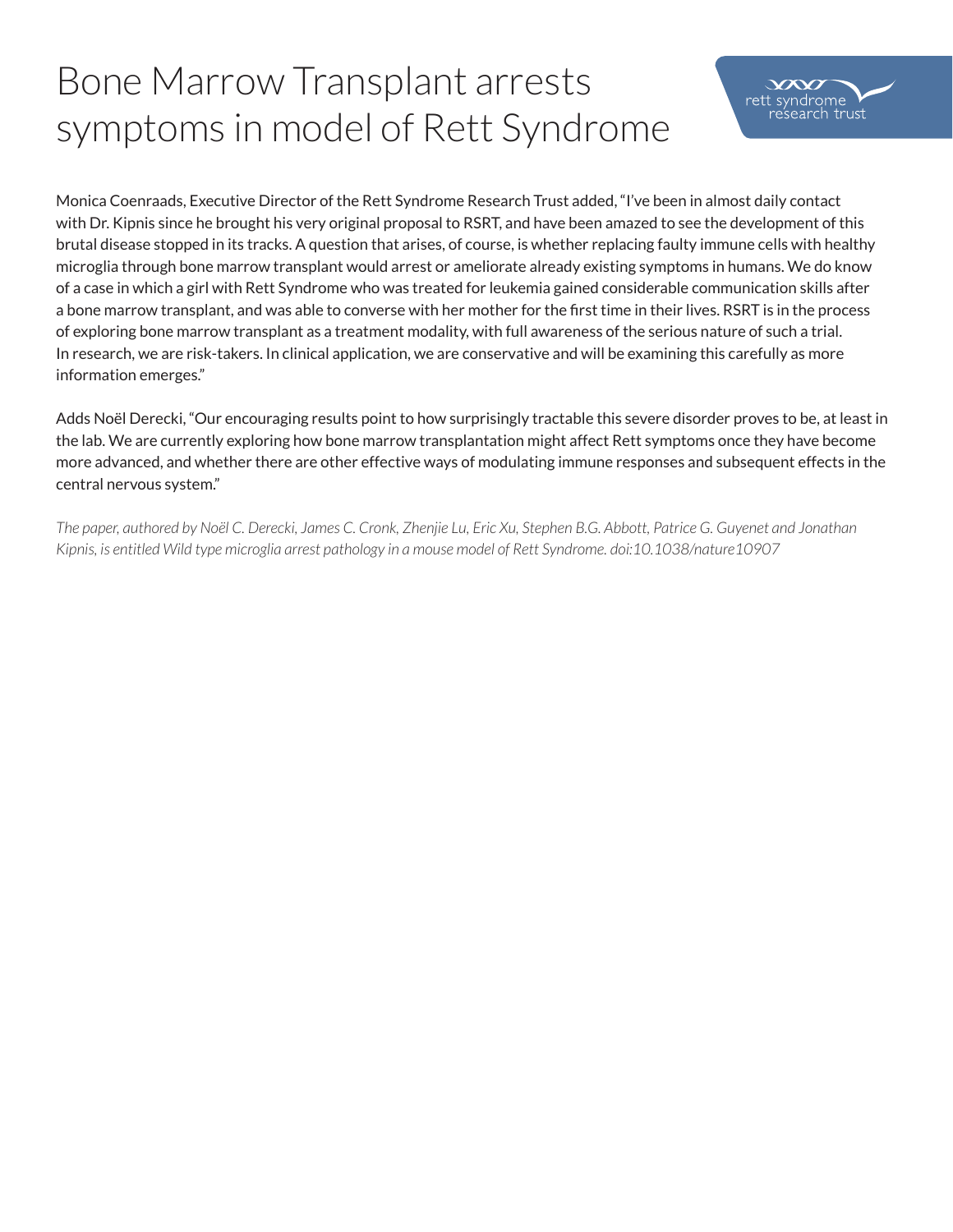# Bone Marrow Transplant arrests symptoms in model of Rett Syndrome

Monica Coenraads, Executive Director of the Rett Syndrome Research Trust added, "I've been in almost daily contact with Dr. Kipnis since he brought his very original proposal to RSRT, and have been amazed to see the development of this brutal disease stopped in its tracks. A question that arises, of course, is whether replacing faulty immune cells with healthy microglia through bone marrow transplant would arrest or ameliorate already existing symptoms in humans. We do know of a case in which a girl with Rett Syndrome who was treated for leukemia gained considerable communication skills after a bone marrow transplant, and was able to converse with her mother for the first time in their lives. RSRT is in the process of exploring bone marrow transplant as a treatment modality, with full awareness of the serious nature of such a trial. In research, we are risk-takers. In clinical application, we are conservative and will be examining this carefully as more information emerges."

Adds Noël Derecki, "Our encouraging results point to how surprisingly tractable this severe disorder proves to be, at least in the lab. We are currently exploring how bone marrow transplantation might affect Rett symptoms once they have become more advanced, and whether there are other effective ways of modulating immune responses and subsequent effects in the central nervous system."

*The paper, authored by Noël C. Derecki, James C. Cronk, Zhenjie Lu, Eric Xu, Stephen B.G. Abbott, Patrice G. Guyenet and Jonathan Kipnis, is entitled Wild type microglia arrest pathology in a mouse model of Rett Syndrome. doi:10.1038/nature10907*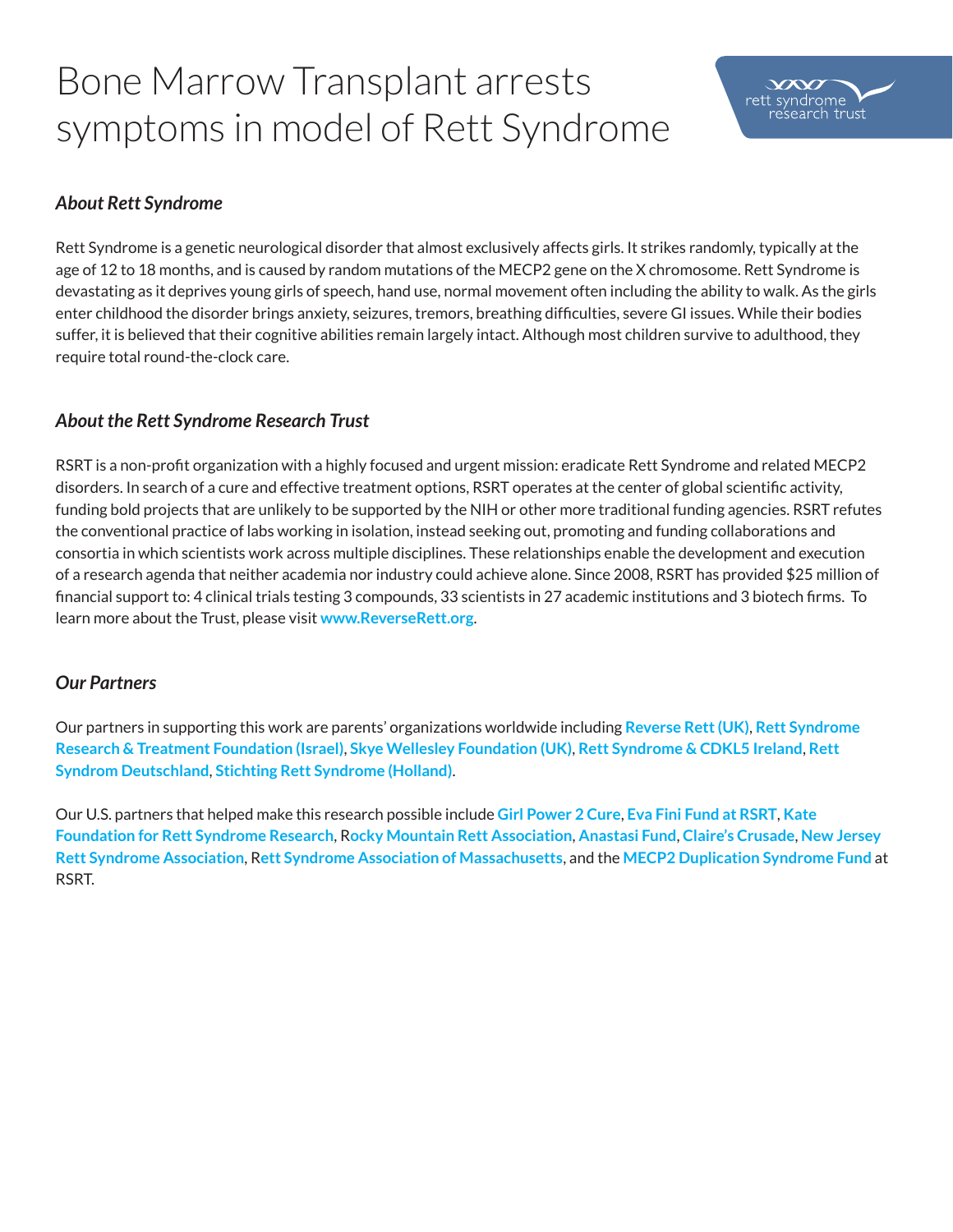# Bone Marrow Transplant arrests symptoms in model of Rett Syndrome

rett syndrome research trust

### *About Rett Syndrome*

Rett Syndrome is a genetic neurological disorder that almost exclusively affects girls. It strikes randomly, typically at the age of 12 to 18 months, and is caused by random mutations of the MECP2 gene on the X chromosome. Rett Syndrome is devastating as it deprives young girls of speech, hand use, normal movement often including the ability to walk. As the girls enter childhood the disorder brings anxiety, seizures, tremors, breathing difficulties, severe GI issues. While their bodies suffer, it is believed that their cognitive abilities remain largely intact. Although most children survive to adulthood, they require total round-the-clock care.

### *About the Rett Syndrome Research Trust*

RSRT is a non-profit organization with a highly focused and urgent mission: eradicate Rett Syndrome and related MECP2 disorders. In search of a cure and effective treatment options, RSRT operates at the center of global scientific activity, funding bold projects that are unlikely to be supported by the NIH or other more traditional funding agencies. RSRT refutes the conventional practice of labs working in isolation, instead seeking out, promoting and funding collaborations and consortia in which scientists work across multiple disciplines. These relationships enable the development and execution of a research agenda that neither academia nor industry could achieve alone. Since 2008, RSRT has provided $25 million of financial support to: 4 clinical trials testing 3 compounds, 33 scientists in 27 academic institutions and 3 biotech firms. To learn more about the Trust, please visit **www.ReverseRett.org**.

### *Our Partners*

Our partners in supporting this work are parents' organizations worldwide including **Reverse Rett (UK)**, **Rett Syndrome Research & Treatment Foundation (Israel)**, **Skye Wellesley Foundation (UK)**, **Rett Syndrome & CDKL5 Ireland**, **Rett Syndrom Deutschland**, **Stichting Rett Syndrome (Holland)**.

Our U.S. partners that helped make this research possible include **Girl Power 2 Cure**, **Eva Fini Fund at RSRT**, **Kate Foundation for Rett Syndrome Research**, **Rocky Mountain Rett Association**, **Anastasi Fund**, **Claire's Crusade**, **New Jersey Rett Syndrome Association**, **Rett Syndrome Association of Massachusetts**, and the **MECP2 Duplication Syndrome Fund** at RSRT.